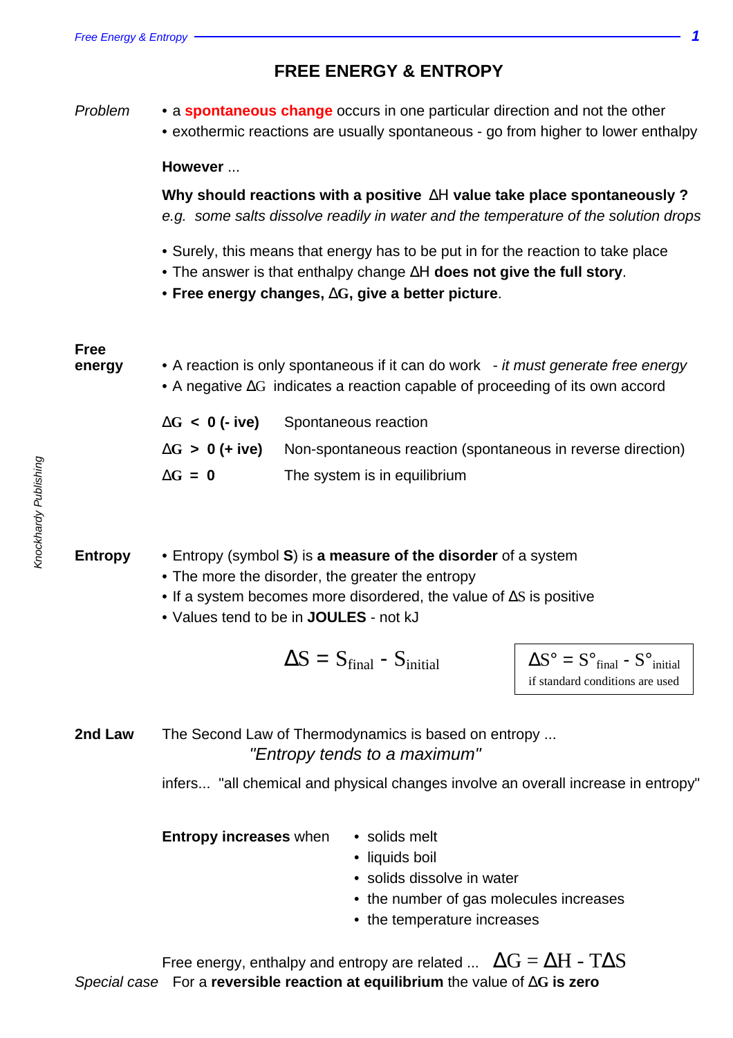# FREE ENERGY & ENTROPY

*Problem*

- a **spontaneous change** occurs in one particular direction and not the other
- exothermic reactions are usually spontaneous - go from higher to lower enthalpy

**However** ...

**Why should reactions with a positive $\Delta H$ value take place spontaneously ?**
*e.g. some salts dissolve readily in water and the temperature of the solution drops*

- Surely, this means that energy has to be put in for the reaction to take place
- The answer is that enthalpy change $\Delta H$ **does not give the full story**.
- **Free energy changes, $\Delta G$, give a better picture**.

**Free energy**

- A reaction is only spontaneous if it can do work - *it must generate free energy*
- A negative $\Delta G$ indicates a reaction capable of proceeding of its own accord

| | |
|---|---|
| **$\Delta G < 0$ (- ive)** | Spontaneous reaction |
| **$\Delta G > 0$ (+ ive)** | Non-spontaneous reaction (spontaneous in reverse direction) |
| **$\Delta G = 0$** | The system is in equilibrium |

**Entropy**

- Entropy (symbol **S**) is **a measure of the disorder** of a system
- The more the disorder, the greater the entropy
- If a system becomes more disordered, the value of $\Delta S$ is positive
- Values tend to be in **JOULES** - not kJ

$$\Delta S = S_{final} - S_{initial}$$

$$\Delta S^\circ = S^\circ_{final} - S^\circ_{initial}$$
if standard conditions are used

**2nd Law**

The Second Law of Thermodynamics is based on entropy ...

*"Entropy tends to a maximum"*

infers... "all chemical and physical changes involve an overall increase in entropy"

**Entropy increases** when

- solids melt
- liquids boil
- solids dissolve in water
- the number of gas molecules increases
- the temperature increases

Free energy, enthalpy and entropy are related ... $\Delta G = \Delta H - T\Delta S$

*Special case* For a **reversible reaction at equilibrium** the value of **$\Delta G$ is zero**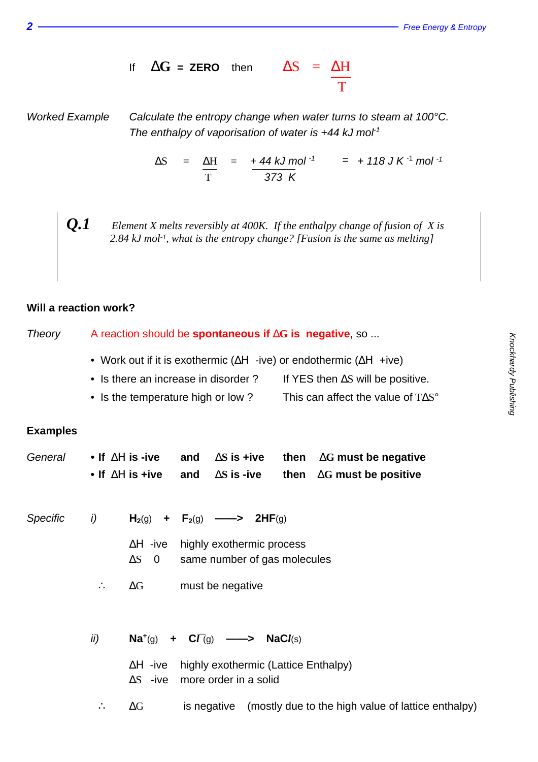If $\Delta G$ = **ZERO** then $\Delta S = \dfrac{\Delta H}{T}$

*Worked Example* *Calculate the entropy change when water turns to steam at 100°C. The enthalpy of vaporisation of water is +44 kJ mol$^{-1}$*

$$\Delta S = \frac{\Delta H}{T} = \frac{+44 \text{ kJ mol}^{-1}}{373 \text{ K}} = +118 \text{ J K}^{-1} \text{ mol}^{-1}$$

***Q.1*** *Element X melts reversibly at 400K. If the enthalpy change of fusion of X is 2.84 kJ mol$^{-1}$, what is the entropy change? [Fusion is the same as melting]*

## Will a reaction work?

*Theory* A reaction should be **spontaneous if $\Delta G$ is negative**, so ...

- Work out if it is exothermic ($\Delta H$ -ive) or endothermic ($\Delta H$ +ive)
- Is there an increase in disorder ? If YES then $\Delta S$ will be positive.
- Is the temperature high or low ? This can affect the value of $T\Delta S°$

## Examples

*General*

- **If $\Delta H$ is -ive and $\Delta S$ is +ive then $\Delta G$ must be negative**
- **If $\Delta H$ is +ive and $\Delta S$ is -ive then $\Delta G$ must be positive**

*Specific*

*i)* $H_2(g) + F_2(g) \longrightarrow 2HF(g)$

$\Delta H$ -ive highly exothermic process

$\Delta S$ 0 same number of gas molecules

$\therefore$ $\Delta G$ must be negative

*ii)* $Na^+(g) + Cl^-(g) \longrightarrow NaCl(s)$

$\Delta H$ -ive highly exothermic (Lattice Enthalpy)

$\Delta S$ -ive more order in a solid

$\therefore$ $\Delta G$ is negative (mostly due to the high value of lattice enthalpy)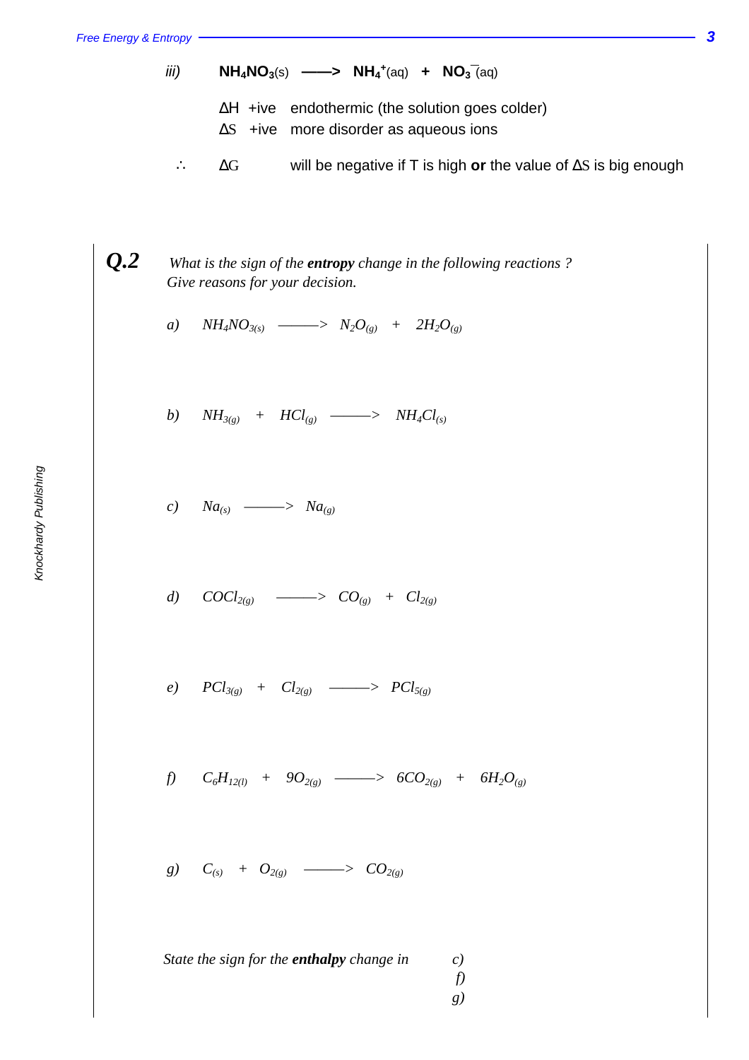*iii)* $NH_4NO_{3}$(s) ——> $NH_4^+$(aq) + $NO_3^-$(aq)

ΔH +ive endothermic (the solution goes colder)

ΔS +ive more disorder as aqueous ions

∴ ΔG will be negative if T is high **or** the value of ΔS is big enough

**Q.2** *What is the sign of the **entropy** change in the following reactions ? Give reasons for your decision.*

*a)* $NH_4NO_{3(s)} \longrightarrow N_2O_{(g)} + 2H_2O_{(g)}$

*b)* $NH_{3(g)} + HCl_{(g)} \longrightarrow NH_4Cl_{(s)}$

*c)* $Na_{(s)} \longrightarrow Na_{(g)}$

*d)* $COCl_{2(g)} \longrightarrow CO_{(g)} + Cl_{2(g)}$

*e)* $PCl_{3(g)} + Cl_{2(g)} \longrightarrow PCl_{5(g)}$

*f)* $C_6H_{12(l)} + 9O_{2(g)} \longrightarrow 6CO_{2(g)} + 6H_2O_{(g)}$

*g)* $C_{(s)} + O_{2(g)} \longrightarrow CO_{2(g)}$

*State the sign for the **enthalpy** change in* *c)* *f)* *g)*